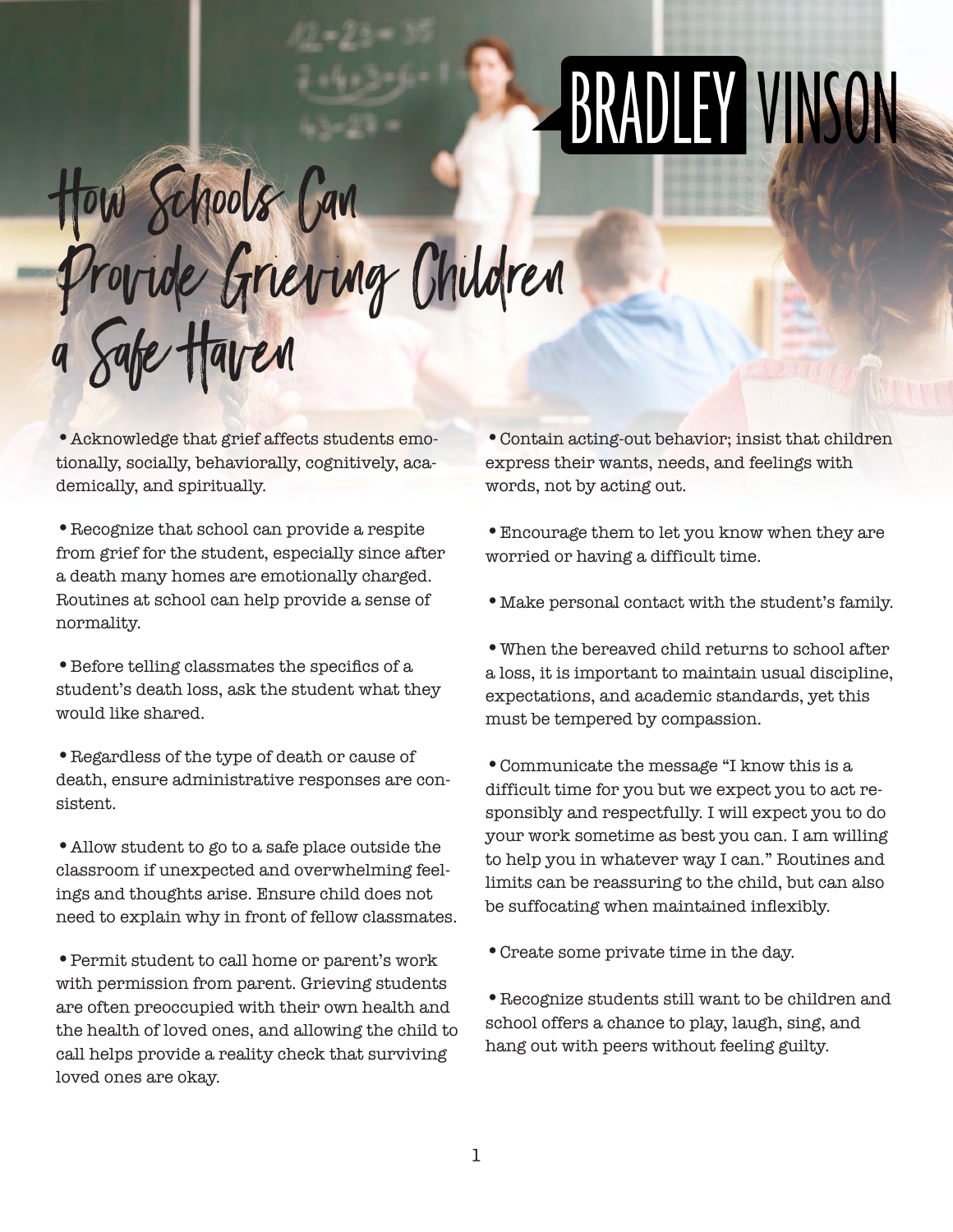BRADLEY VINSON

# How Schools Can Provide Grieving Children a Safe Haven

- Acknowledge that grief affects students emotionally, socially, behaviorally, cognitively, academically, and spiritually.
- Recognize that school can provide a respite from grief for the student, especially since after a death many homes are emotionally charged. Routines at school can help provide a sense of normality.
- Before telling classmates the specifics of a student's death loss, ask the student what they would like shared.
- Regardless of the type of death or cause of death, ensure administrative responses are consistent.
- Allow student to go to a safe place outside the classroom if unexpected and overwhelming feelings and thoughts arise. Ensure child does not need to explain why in front of fellow classmates.
- Permit student to call home or parent's work with permission from parent. Grieving students are often preoccupied with their own health and the health of loved ones, and allowing the child to call helps provide a reality check that surviving loved ones are okay.
- Contain acting-out behavior; insist that children express their wants, needs, and feelings with words, not by acting out.
- Encourage them to let you know when they are worried or having a difficult time.
- Make personal contact with the student's family.
- When the bereaved child returns to school after a loss, it is important to maintain usual discipline, expectations, and academic standards, yet this must be tempered by compassion.
- Communicate the message "I know this is a difficult time for you but we expect you to act responsibly and respectfully. I will expect you to do your work sometime as best you can. I am willing to help you in whatever way I can." Routines and limits can be reassuring to the child, but can also be suffocating when maintained inflexibly.
- Create some private time in the day.
- Recognize students still want to be children and school offers a chance to play, laugh, sing, and hang out with peers without feeling guilty.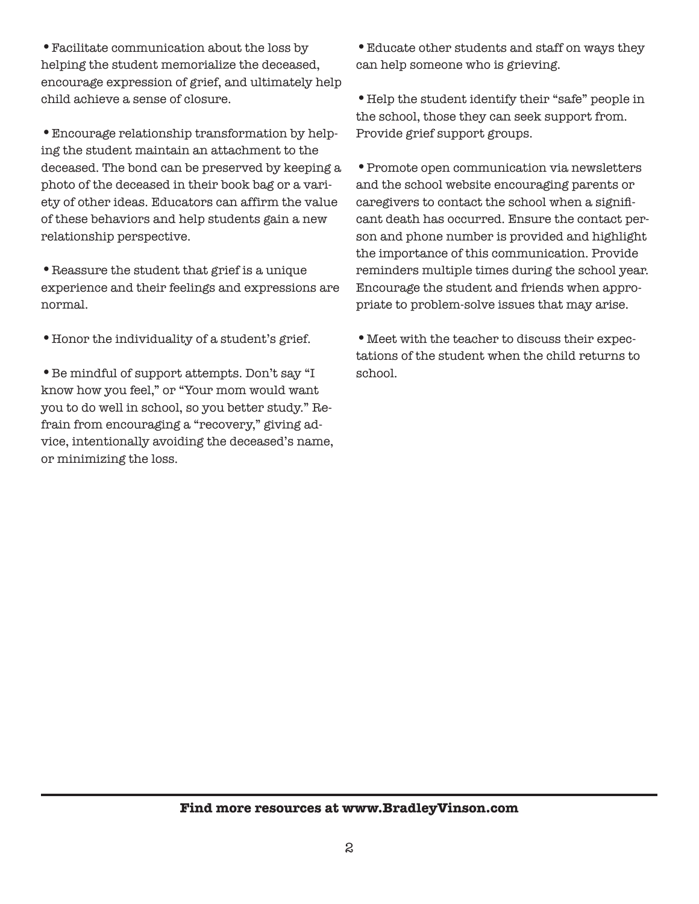- Facilitate communication about the loss by helping the student memorialize the deceased, encourage expression of grief, and ultimately help child achieve a sense of closure.

- Encourage relationship transformation by helping the student maintain an attachment to the deceased. The bond can be preserved by keeping a photo of the deceased in their book bag or a variety of other ideas. Educators can affirm the value of these behaviors and help students gain a new relationship perspective.

- Reassure the student that grief is a unique experience and their feelings and expressions are normal.

- Honor the individuality of a student's grief.

- Be mindful of support attempts. Don't say "I know how you feel," or "Your mom would want you to do well in school, so you better study." Refrain from encouraging a "recovery," giving advice, intentionally avoiding the deceased's name, or minimizing the loss.

- Educate other students and staff on ways they can help someone who is grieving.

- Help the student identify their "safe" people in the school, those they can seek support from. Provide grief support groups.

- Promote open communication via newsletters and the school website encouraging parents or caregivers to contact the school when a significant death has occurred. Ensure the contact person and phone number is provided and highlight the importance of this communication. Provide reminders multiple times during the school year. Encourage the student and friends when appropriate to problem-solve issues that may arise.

- Meet with the teacher to discuss their expectations of the student when the child returns to school.

**Find more resources at www.BradleyVinson.com**